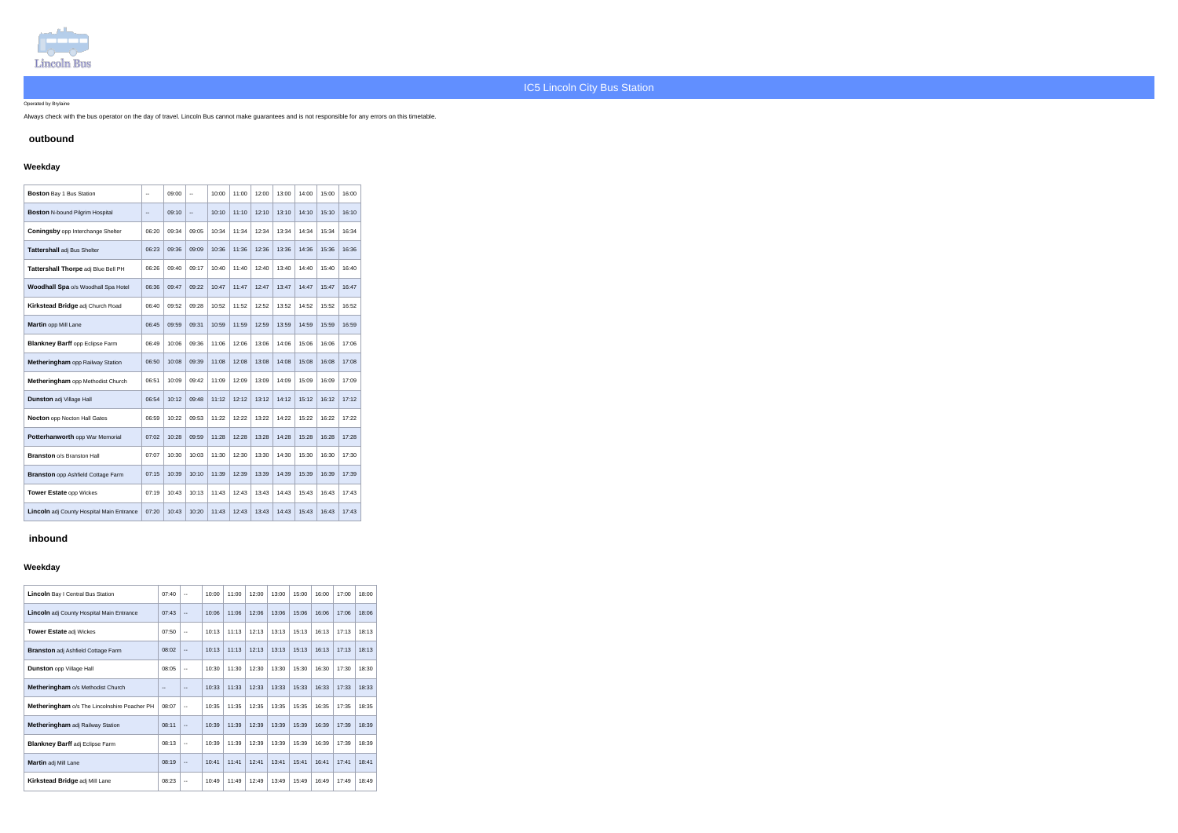# IC5 Lincoln City Bus Station

Operated by Brylaine

Always check with the bus operator on the day of travel. Lincoln Bus cannot make guarantees and is not responsible for any errors on this timetable.

## outbound

### Weekday

| Stop | | | | | | | | | | |
|---|---|---|---|---|---|---|---|---|---|---|
| **Boston** Bay 1 Bus Station | -- | 09:00 | -- | 10:00 | 11:00 | 12:00 | 13:00 | 14:00 | 15:00 | 16:00 |
| **Boston** N-bound Pilgrim Hospital | -- | 09:10 | -- | 10:10 | 11:10 | 12:10 | 13:10 | 14:10 | 15:10 | 16:10 |
| **Coningsby** opp Interchange Shelter | 06:20 | 09:34 | 09:05 | 10:34 | 11:34 | 12:34 | 13:34 | 14:34 | 15:34 | 16:34 |
| **Tattershall** adj Bus Shelter | 06:23 | 09:36 | 09:09 | 10:36 | 11:36 | 12:36 | 13:36 | 14:36 | 15:36 | 16:36 |
| **Tattershall Thorpe** adj Blue Bell PH | 06:26 | 09:40 | 09:17 | 10:40 | 11:40 | 12:40 | 13:40 | 14:40 | 15:40 | 16:40 |
| **Woodhall Spa** o/s Woodhall Spa Hotel | 06:36 | 09:47 | 09:22 | 10:47 | 11:47 | 12:47 | 13:47 | 14:47 | 15:47 | 16:47 |
| **Kirkstead Bridge** adj Church Road | 06:40 | 09:52 | 09:28 | 10:52 | 11:52 | 12:52 | 13:52 | 14:52 | 15:52 | 16:52 |
| **Martin** opp Mill Lane | 06:45 | 09:59 | 09:31 | 10:59 | 11:59 | 12:59 | 13:59 | 14:59 | 15:59 | 16:59 |
| **Blankney Barff** opp Eclipse Farm | 06:49 | 10:06 | 09:36 | 11:06 | 12:06 | 13:06 | 14:06 | 15:06 | 16:06 | 17:06 |
| **Metheringham** opp Railway Station | 06:50 | 10:08 | 09:39 | 11:08 | 12:08 | 13:08 | 14:08 | 15:08 | 16:08 | 17:08 |
| **Metheringham** opp Methodist Church | 06:51 | 10:09 | 09:42 | 11:09 | 12:09 | 13:09 | 14:09 | 15:09 | 16:09 | 17:09 |
| **Dunston** adj Village Hall | 06:54 | 10:12 | 09:48 | 11:12 | 12:12 | 13:12 | 14:12 | 15:12 | 16:12 | 17:12 |
| **Nocton** opp Nocton Hall Gates | 06:59 | 10:22 | 09:53 | 11:22 | 12:22 | 13:22 | 14:22 | 15:22 | 16:22 | 17:22 |
| **Potterhanworth** opp War Memorial | 07:02 | 10:28 | 09:59 | 11:28 | 12:28 | 13:28 | 14:28 | 15:28 | 16:28 | 17:28 |
| **Branston** o/s Branston Hall | 07:07 | 10:30 | 10:03 | 11:30 | 12:30 | 13:30 | 14:30 | 15:30 | 16:30 | 17:30 |
| **Branston** opp Ashfield Cottage Farm | 07:15 | 10:39 | 10:10 | 11:39 | 12:39 | 13:39 | 14:39 | 15:39 | 16:39 | 17:39 |
| **Tower Estate** opp Wickes | 07:19 | 10:43 | 10:13 | 11:43 | 12:43 | 13:43 | 14:43 | 15:43 | 16:43 | 17:43 |
| **Lincoln** adj County Hospital Main Entrance | 07:20 | 10:43 | 10:20 | 11:43 | 12:43 | 13:43 | 14:43 | 15:43 | 16:43 | 17:43 |

## inbound

### Weekday

| Stop | | | | | | | | | | |
|---|---|---|---|---|---|---|---|---|---|---|
| **Lincoln** Bay I Central Bus Station | 07:40 | -- | 10:00 | 11:00 | 12:00 | 13:00 | 15:00 | 16:00 | 17:00 | 18:00 |
| **Lincoln** adj County Hospital Main Entrance | 07:43 | -- | 10:06 | 11:06 | 12:06 | 13:06 | 15:06 | 16:06 | 17:06 | 18:06 |
| **Tower Estate** adj Wickes | 07:50 | -- | 10:13 | 11:13 | 12:13 | 13:13 | 15:13 | 16:13 | 17:13 | 18:13 |
| **Branston** adj Ashfield Cottage Farm | 08:02 | -- | 10:13 | 11:13 | 12:13 | 13:13 | 15:13 | 16:13 | 17:13 | 18:13 |
| **Dunston** opp Village Hall | 08:05 | -- | 10:30 | 11:30 | 12:30 | 13:30 | 15:30 | 16:30 | 17:30 | 18:30 |
| **Metheringham** o/s Methodist Church | -- | -- | 10:33 | 11:33 | 12:33 | 13:33 | 15:33 | 16:33 | 17:33 | 18:33 |
| **Metheringham** o/s The Lincolnshire Poacher PH | 08:07 | -- | 10:35 | 11:35 | 12:35 | 13:35 | 15:35 | 16:35 | 17:35 | 18:35 |
| **Metheringham** adj Railway Station | 08:11 | -- | 10:39 | 11:39 | 12:39 | 13:39 | 15:39 | 16:39 | 17:39 | 18:39 |
| **Blankney Barff** adj Eclipse Farm | 08:13 | -- | 10:39 | 11:39 | 12:39 | 13:39 | 15:39 | 16:39 | 17:39 | 18:39 |
| **Martin** adj Mill Lane | 08:19 | -- | 10:41 | 11:41 | 12:41 | 13:41 | 15:41 | 16:41 | 17:41 | 18:41 |
| **Kirkstead Bridge** adj Mill Lane | 08:23 | -- | 10:49 | 11:49 | 12:49 | 13:49 | 15:49 | 16:49 | 17:49 | 18:49 |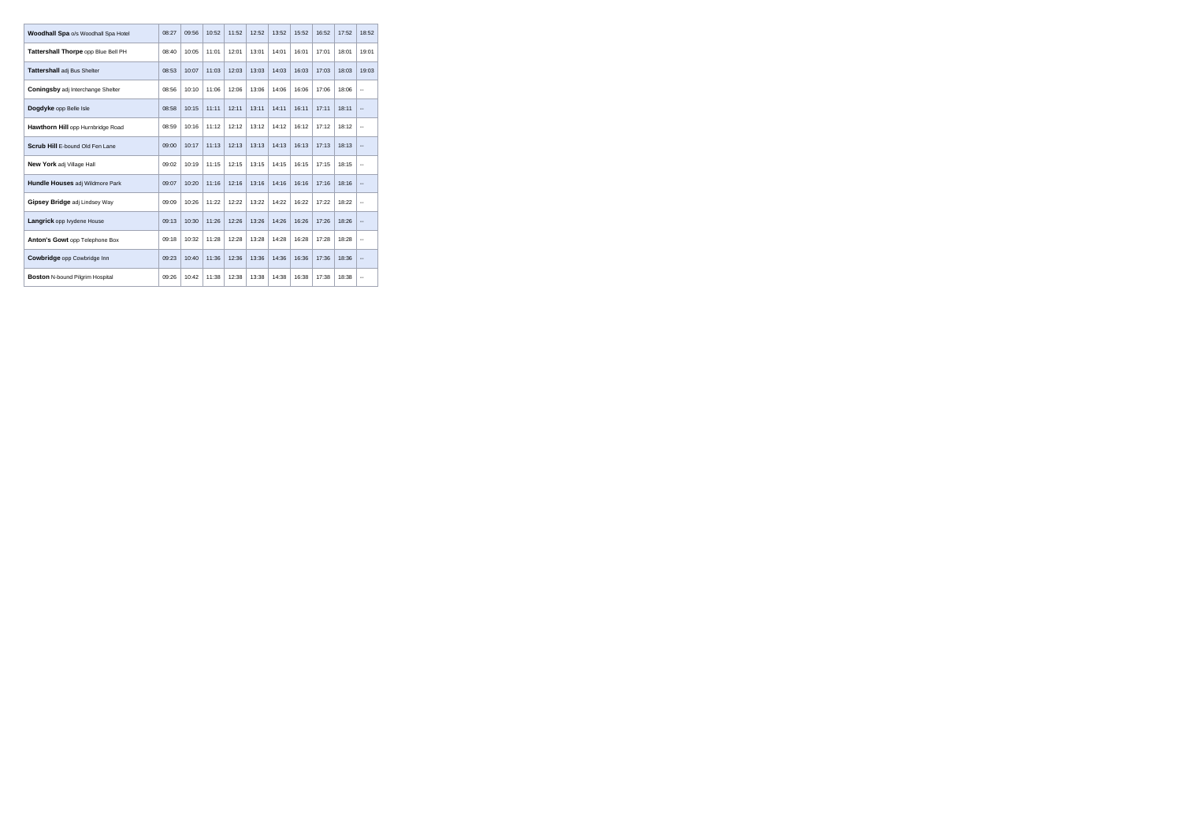| | | | | | | | | | | |
|---|---|---|---|---|---|---|---|---|---|---|
| **Woodhall Spa** o/s Woodhall Spa Hotel | 08:27 | 09:56 | 10:52 | 11:52 | 12:52 | 13:52 | 15:52 | 16:52 | 17:52 | 18:52 |
| **Tattershall Thorpe** opp Blue Bell PH | 08:40 | 10:05 | 11:01 | 12:01 | 13:01 | 14:01 | 16:01 | 17:01 | 18:01 | 19:01 |
| **Tattershall** adj Bus Shelter | 08:53 | 10:07 | 11:03 | 12:03 | 13:03 | 14:03 | 16:03 | 17:03 | 18:03 | 19:03 |
| **Coningsby** adj Interchange Shelter | 08:56 | 10:10 | 11:06 | 12:06 | 13:06 | 14:06 | 16:06 | 17:06 | 18:06 | -- |
| **Dogdyke** opp Belle Isle | 08:58 | 10:15 | 11:11 | 12:11 | 13:11 | 14:11 | 16:11 | 17:11 | 18:11 | -- |
| **Hawthorn Hill** opp Hurnbridge Road | 08:59 | 10:16 | 11:12 | 12:12 | 13:12 | 14:12 | 16:12 | 17:12 | 18:12 | -- |
| **Scrub Hill** E-bound Old Fen Lane | 09:00 | 10:17 | 11:13 | 12:13 | 13:13 | 14:13 | 16:13 | 17:13 | 18:13 | -- |
| **New York** adj Village Hall | 09:02 | 10:19 | 11:15 | 12:15 | 13:15 | 14:15 | 16:15 | 17:15 | 18:15 | -- |
| **Hundle Houses** adj Wildmore Park | 09:07 | 10:20 | 11:16 | 12:16 | 13:16 | 14:16 | 16:16 | 17:16 | 18:16 | -- |
| **Gipsey Bridge** adj Lindsey Way | 09:09 | 10:26 | 11:22 | 12:22 | 13:22 | 14:22 | 16:22 | 17:22 | 18:22 | -- |
| **Langrick** opp Ivydene House | 09:13 | 10:30 | 11:26 | 12:26 | 13:26 | 14:26 | 16:26 | 17:26 | 18:26 | -- |
| **Anton's Gowt** opp Telephone Box | 09:18 | 10:32 | 11:28 | 12:28 | 13:28 | 14:28 | 16:28 | 17:28 | 18:28 | -- |
| **Cowbridge** opp Cowbridge Inn | 09:23 | 10:40 | 11:36 | 12:36 | 13:36 | 14:36 | 16:36 | 17:36 | 18:36 | -- |
| **Boston** N-bound Pilgrim Hospital | 09:26 | 10:42 | 11:38 | 12:38 | 13:38 | 14:38 | 16:38 | 17:38 | 18:38 | -- |